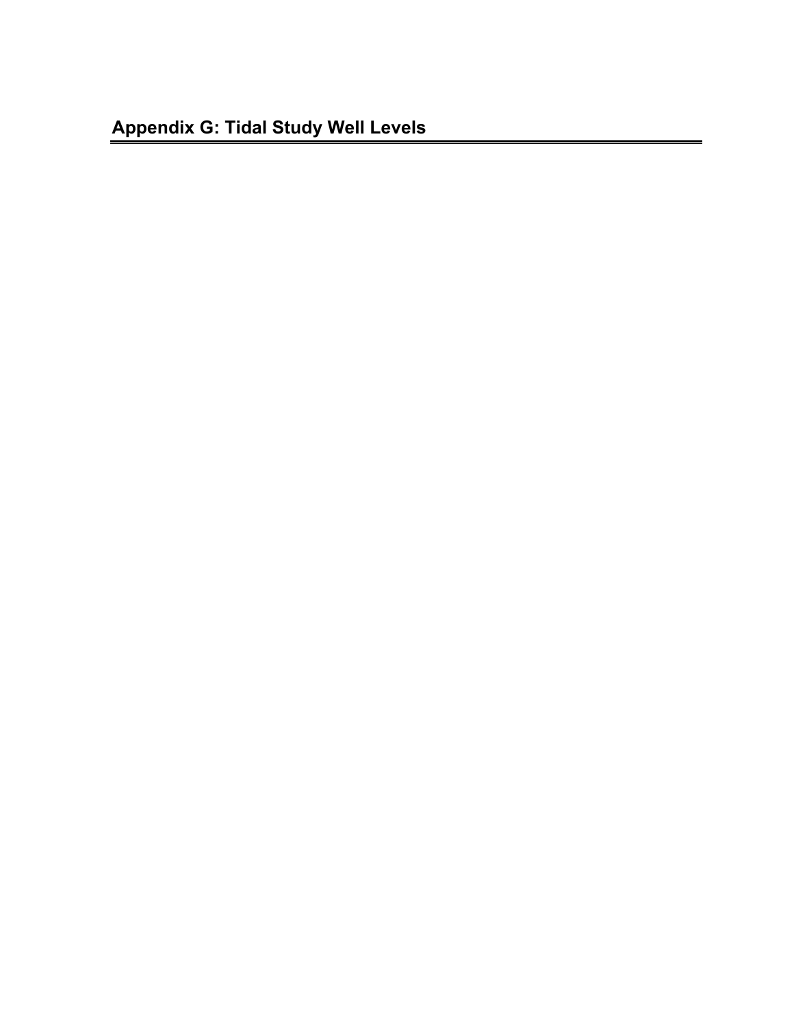## Appendix G: Tidal Study Well Levels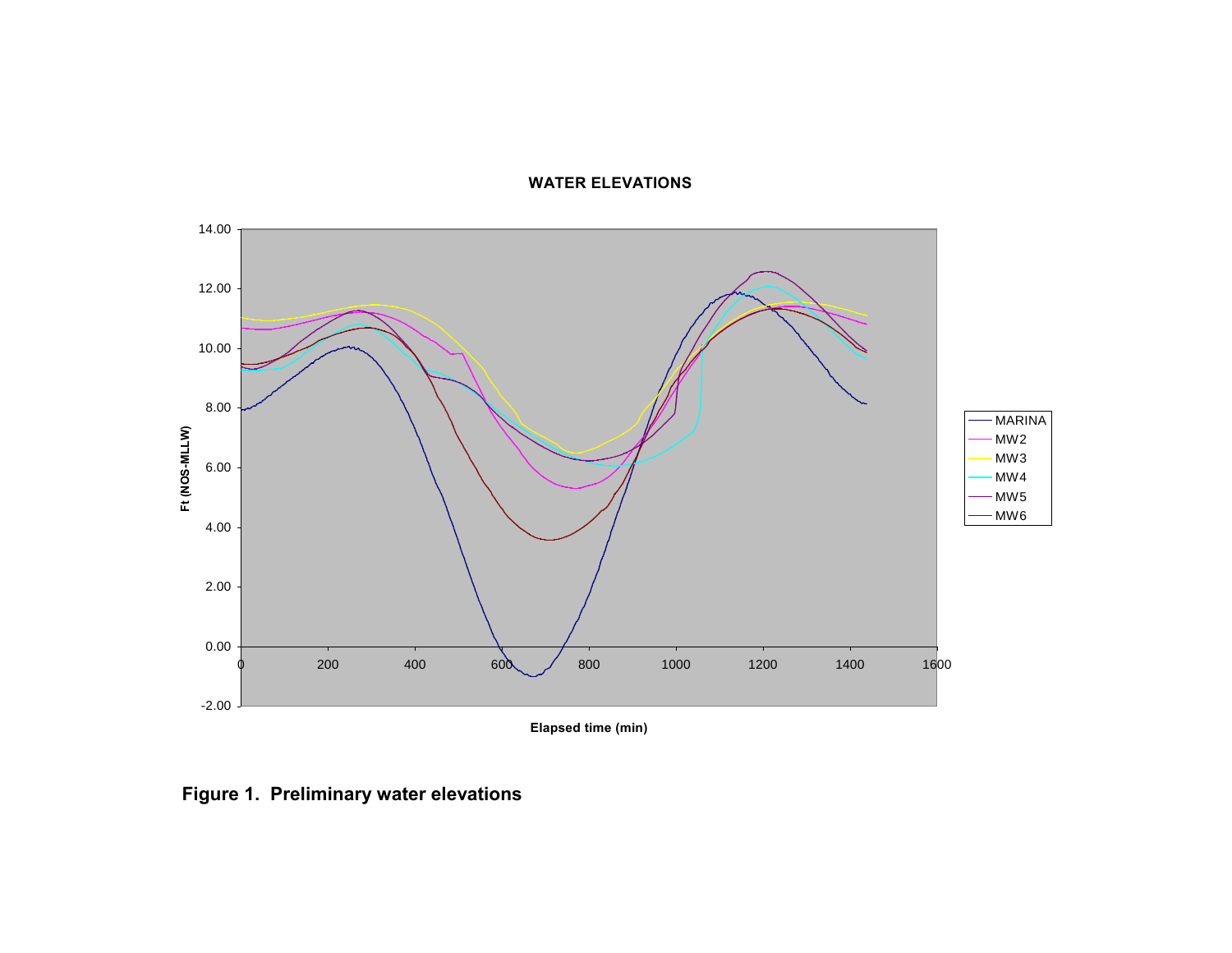**WATER ELEVATIONS**

**Figure 1. Preliminary water elevations**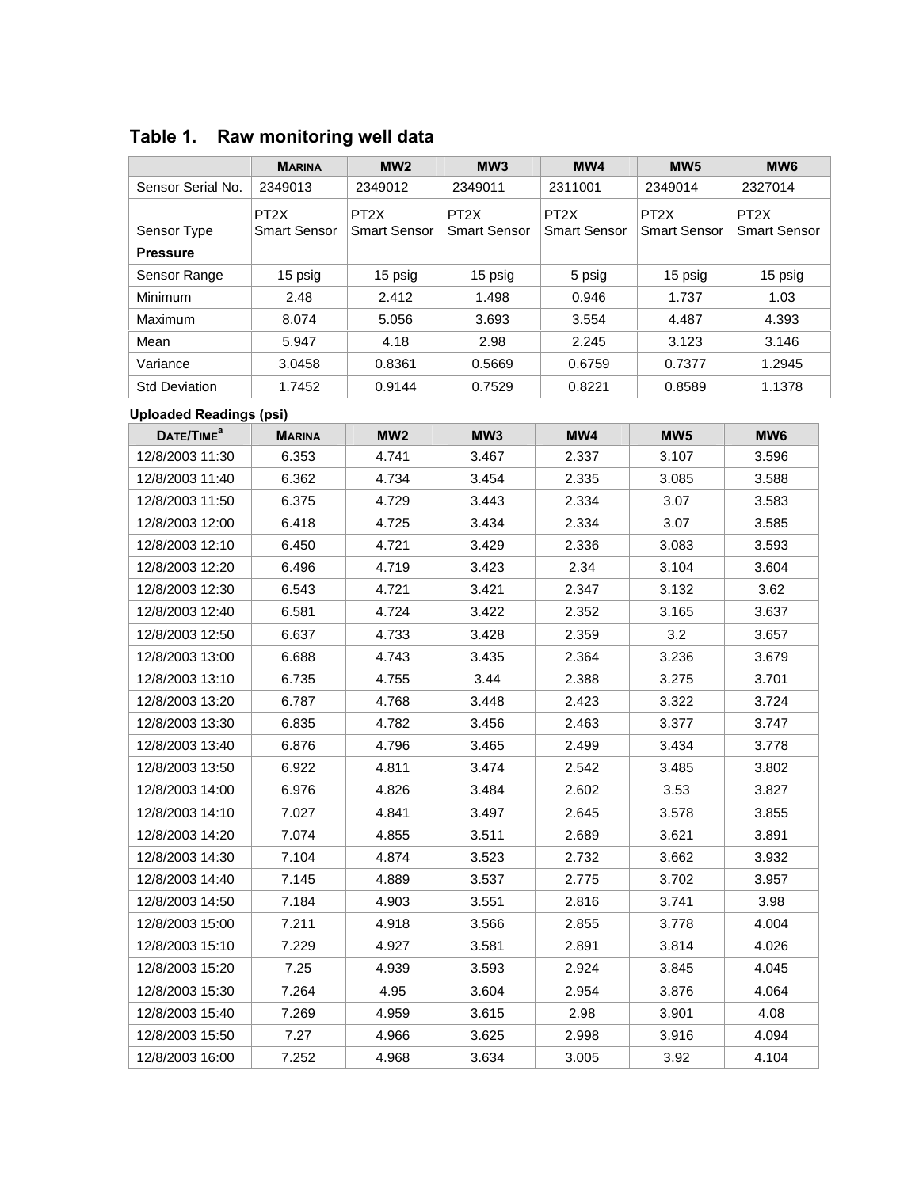## Table 1. Raw monitoring well data

| | Marina | MW2 | MW3 | MW4 | MW5 | MW6 |
|---|---|---|---|---|---|---|
| Sensor Serial No. | 2349013 | 2349012 | 2349011 | 2311001 | 2349014 | 2327014 |
| Sensor Type | PT2X Smart Sensor | PT2X Smart Sensor | PT2X Smart Sensor | PT2X Smart Sensor | PT2X Smart Sensor | PT2X Smart Sensor |
| **Pressure** | | | | | | |
| Sensor Range | 15 psig | 15 psig | 15 psig | 5 psig | 15 psig | 15 psig |
| Minimum | 2.48 | 2.412 | 1.498 | 0.946 | 1.737 | 1.03 |
| Maximum | 8.074 | 5.056 | 3.693 | 3.554 | 4.487 | 4.393 |
| Mean | 5.947 | 4.18 | 2.98 | 2.245 | 3.123 | 3.146 |
| Variance | 3.0458 | 0.8361 | 0.5669 | 0.6759 | 0.7377 | 1.2945 |
| Std Deviation | 1.7452 | 0.9144 | 0.7529 | 0.8221 | 0.8589 | 1.1378 |

**Uploaded Readings (psi)**

| Date/Time[a] | Marina | MW2 | MW3 | MW4 | MW5 | MW6 |
|---|---|---|---|---|---|---|
| 12/8/2003 11:30 | 6.353 | 4.741 | 3.467 | 2.337 | 3.107 | 3.596 |
| 12/8/2003 11:40 | 6.362 | 4.734 | 3.454 | 2.335 | 3.085 | 3.588 |
| 12/8/2003 11:50 | 6.375 | 4.729 | 3.443 | 2.334 | 3.07 | 3.583 |
| 12/8/2003 12:00 | 6.418 | 4.725 | 3.434 | 2.334 | 3.07 | 3.585 |
| 12/8/2003 12:10 | 6.450 | 4.721 | 3.429 | 2.336 | 3.083 | 3.593 |
| 12/8/2003 12:20 | 6.496 | 4.719 | 3.423 | 2.34 | 3.104 | 3.604 |
| 12/8/2003 12:30 | 6.543 | 4.721 | 3.421 | 2.347 | 3.132 | 3.62 |
| 12/8/2003 12:40 | 6.581 | 4.724 | 3.422 | 2.352 | 3.165 | 3.637 |
| 12/8/2003 12:50 | 6.637 | 4.733 | 3.428 | 2.359 | 3.2 | 3.657 |
| 12/8/2003 13:00 | 6.688 | 4.743 | 3.435 | 2.364 | 3.236 | 3.679 |
| 12/8/2003 13:10 | 6.735 | 4.755 | 3.44 | 2.388 | 3.275 | 3.701 |
| 12/8/2003 13:20 | 6.787 | 4.768 | 3.448 | 2.423 | 3.322 | 3.724 |
| 12/8/2003 13:30 | 6.835 | 4.782 | 3.456 | 2.463 | 3.377 | 3.747 |
| 12/8/2003 13:40 | 6.876 | 4.796 | 3.465 | 2.499 | 3.434 | 3.778 |
| 12/8/2003 13:50 | 6.922 | 4.811 | 3.474 | 2.542 | 3.485 | 3.802 |
| 12/8/2003 14:00 | 6.976 | 4.826 | 3.484 | 2.602 | 3.53 | 3.827 |
| 12/8/2003 14:10 | 7.027 | 4.841 | 3.497 | 2.645 | 3.578 | 3.855 |
| 12/8/2003 14:20 | 7.074 | 4.855 | 3.511 | 2.689 | 3.621 | 3.891 |
| 12/8/2003 14:30 | 7.104 | 4.874 | 3.523 | 2.732 | 3.662 | 3.932 |
| 12/8/2003 14:40 | 7.145 | 4.889 | 3.537 | 2.775 | 3.702 | 3.957 |
| 12/8/2003 14:50 | 7.184 | 4.903 | 3.551 | 2.816 | 3.741 | 3.98 |
| 12/8/2003 15:00 | 7.211 | 4.918 | 3.566 | 2.855 | 3.778 | 4.004 |
| 12/8/2003 15:10 | 7.229 | 4.927 | 3.581 | 2.891 | 3.814 | 4.026 |
| 12/8/2003 15:20 | 7.25 | 4.939 | 3.593 | 2.924 | 3.845 | 4.045 |
| 12/8/2003 15:30 | 7.264 | 4.95 | 3.604 | 2.954 | 3.876 | 4.064 |
| 12/8/2003 15:40 | 7.269 | 4.959 | 3.615 | 2.98 | 3.901 | 4.08 |
| 12/8/2003 15:50 | 7.27 | 4.966 | 3.625 | 2.998 | 3.916 | 4.094 |
| 12/8/2003 16:00 | 7.252 | 4.968 | 3.634 | 3.005 | 3.92 | 4.104 |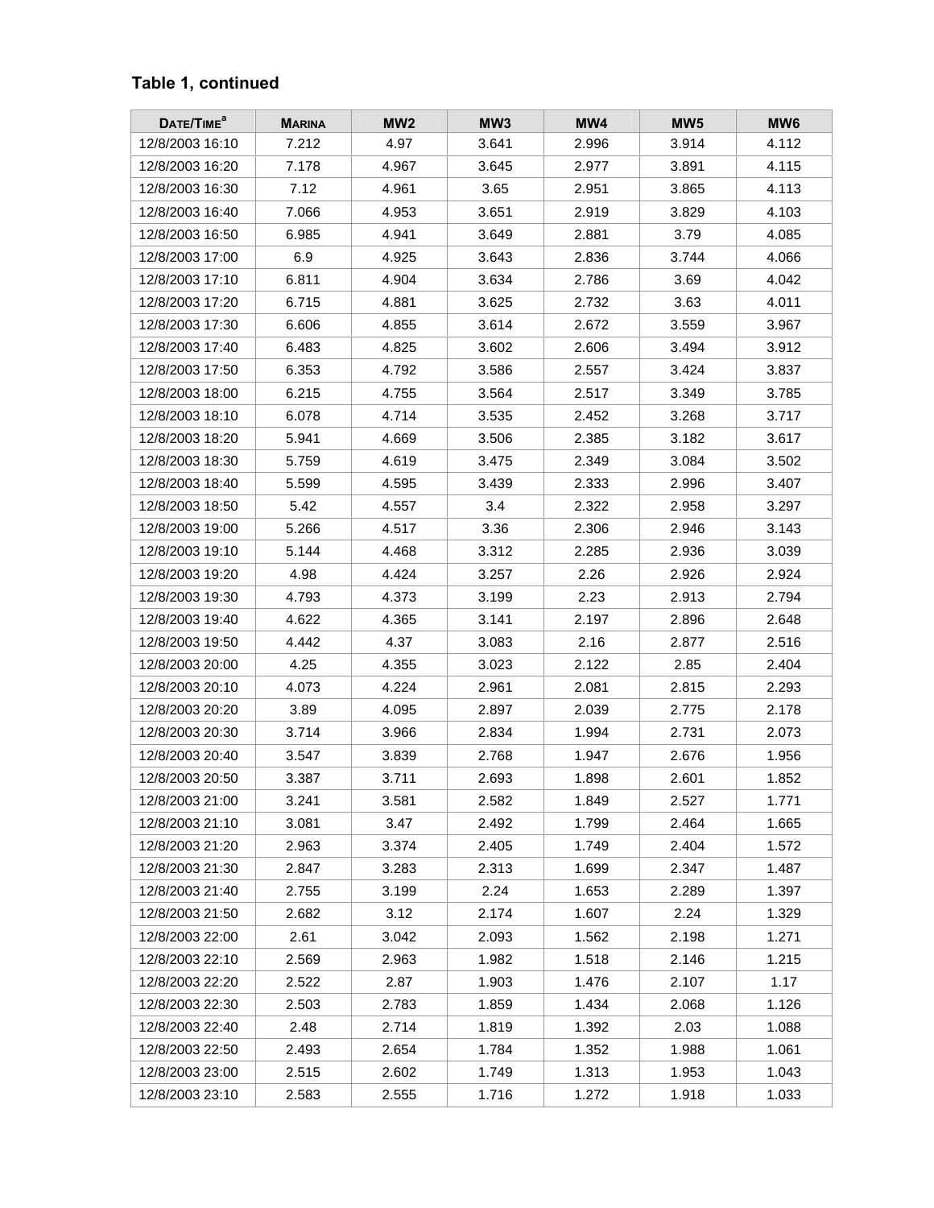**Table 1, continued**

| DATE/TIME[a] | MARINA | MW2 | MW3 | MW4 | MW5 | MW6 |
|---|---|---|---|---|---|---|
| 12/8/2003 16:10 | 7.212 | 4.97 | 3.641 | 2.996 | 3.914 | 4.112 |
| 12/8/2003 16:20 | 7.178 | 4.967 | 3.645 | 2.977 | 3.891 | 4.115 |
| 12/8/2003 16:30 | 7.12 | 4.961 | 3.65 | 2.951 | 3.865 | 4.113 |
| 12/8/2003 16:40 | 7.066 | 4.953 | 3.651 | 2.919 | 3.829 | 4.103 |
| 12/8/2003 16:50 | 6.985 | 4.941 | 3.649 | 2.881 | 3.79 | 4.085 |
| 12/8/2003 17:00 | 6.9 | 4.925 | 3.643 | 2.836 | 3.744 | 4.066 |
| 12/8/2003 17:10 | 6.811 | 4.904 | 3.634 | 2.786 | 3.69 | 4.042 |
| 12/8/2003 17:20 | 6.715 | 4.881 | 3.625 | 2.732 | 3.63 | 4.011 |
| 12/8/2003 17:30 | 6.606 | 4.855 | 3.614 | 2.672 | 3.559 | 3.967 |
| 12/8/2003 17:40 | 6.483 | 4.825 | 3.602 | 2.606 | 3.494 | 3.912 |
| 12/8/2003 17:50 | 6.353 | 4.792 | 3.586 | 2.557 | 3.424 | 3.837 |
| 12/8/2003 18:00 | 6.215 | 4.755 | 3.564 | 2.517 | 3.349 | 3.785 |
| 12/8/2003 18:10 | 6.078 | 4.714 | 3.535 | 2.452 | 3.268 | 3.717 |
| 12/8/2003 18:20 | 5.941 | 4.669 | 3.506 | 2.385 | 3.182 | 3.617 |
| 12/8/2003 18:30 | 5.759 | 4.619 | 3.475 | 2.349 | 3.084 | 3.502 |
| 12/8/2003 18:40 | 5.599 | 4.595 | 3.439 | 2.333 | 2.996 | 3.407 |
| 12/8/2003 18:50 | 5.42 | 4.557 | 3.4 | 2.322 | 2.958 | 3.297 |
| 12/8/2003 19:00 | 5.266 | 4.517 | 3.36 | 2.306 | 2.946 | 3.143 |
| 12/8/2003 19:10 | 5.144 | 4.468 | 3.312 | 2.285 | 2.936 | 3.039 |
| 12/8/2003 19:20 | 4.98 | 4.424 | 3.257 | 2.26 | 2.926 | 2.924 |
| 12/8/2003 19:30 | 4.793 | 4.373 | 3.199 | 2.23 | 2.913 | 2.794 |
| 12/8/2003 19:40 | 4.622 | 4.365 | 3.141 | 2.197 | 2.896 | 2.648 |
| 12/8/2003 19:50 | 4.442 | 4.37 | 3.083 | 2.16 | 2.877 | 2.516 |
| 12/8/2003 20:00 | 4.25 | 4.355 | 3.023 | 2.122 | 2.85 | 2.404 |
| 12/8/2003 20:10 | 4.073 | 4.224 | 2.961 | 2.081 | 2.815 | 2.293 |
| 12/8/2003 20:20 | 3.89 | 4.095 | 2.897 | 2.039 | 2.775 | 2.178 |
| 12/8/2003 20:30 | 3.714 | 3.966 | 2.834 | 1.994 | 2.731 | 2.073 |
| 12/8/2003 20:40 | 3.547 | 3.839 | 2.768 | 1.947 | 2.676 | 1.956 |
| 12/8/2003 20:50 | 3.387 | 3.711 | 2.693 | 1.898 | 2.601 | 1.852 |
| 12/8/2003 21:00 | 3.241 | 3.581 | 2.582 | 1.849 | 2.527 | 1.771 |
| 12/8/2003 21:10 | 3.081 | 3.47 | 2.492 | 1.799 | 2.464 | 1.665 |
| 12/8/2003 21:20 | 2.963 | 3.374 | 2.405 | 1.749 | 2.404 | 1.572 |
| 12/8/2003 21:30 | 2.847 | 3.283 | 2.313 | 1.699 | 2.347 | 1.487 |
| 12/8/2003 21:40 | 2.755 | 3.199 | 2.24 | 1.653 | 2.289 | 1.397 |
| 12/8/2003 21:50 | 2.682 | 3.12 | 2.174 | 1.607 | 2.24 | 1.329 |
| 12/8/2003 22:00 | 2.61 | 3.042 | 2.093 | 1.562 | 2.198 | 1.271 |
| 12/8/2003 22:10 | 2.569 | 2.963 | 1.982 | 1.518 | 2.146 | 1.215 |
| 12/8/2003 22:20 | 2.522 | 2.87 | 1.903 | 1.476 | 2.107 | 1.17 |
| 12/8/2003 22:30 | 2.503 | 2.783 | 1.859 | 1.434 | 2.068 | 1.126 |
| 12/8/2003 22:40 | 2.48 | 2.714 | 1.819 | 1.392 | 2.03 | 1.088 |
| 12/8/2003 22:50 | 2.493 | 2.654 | 1.784 | 1.352 | 1.988 | 1.061 |
| 12/8/2003 23:00 | 2.515 | 2.602 | 1.749 | 1.313 | 1.953 | 1.043 |
| 12/8/2003 23:10 | 2.583 | 2.555 | 1.716 | 1.272 | 1.918 | 1.033 |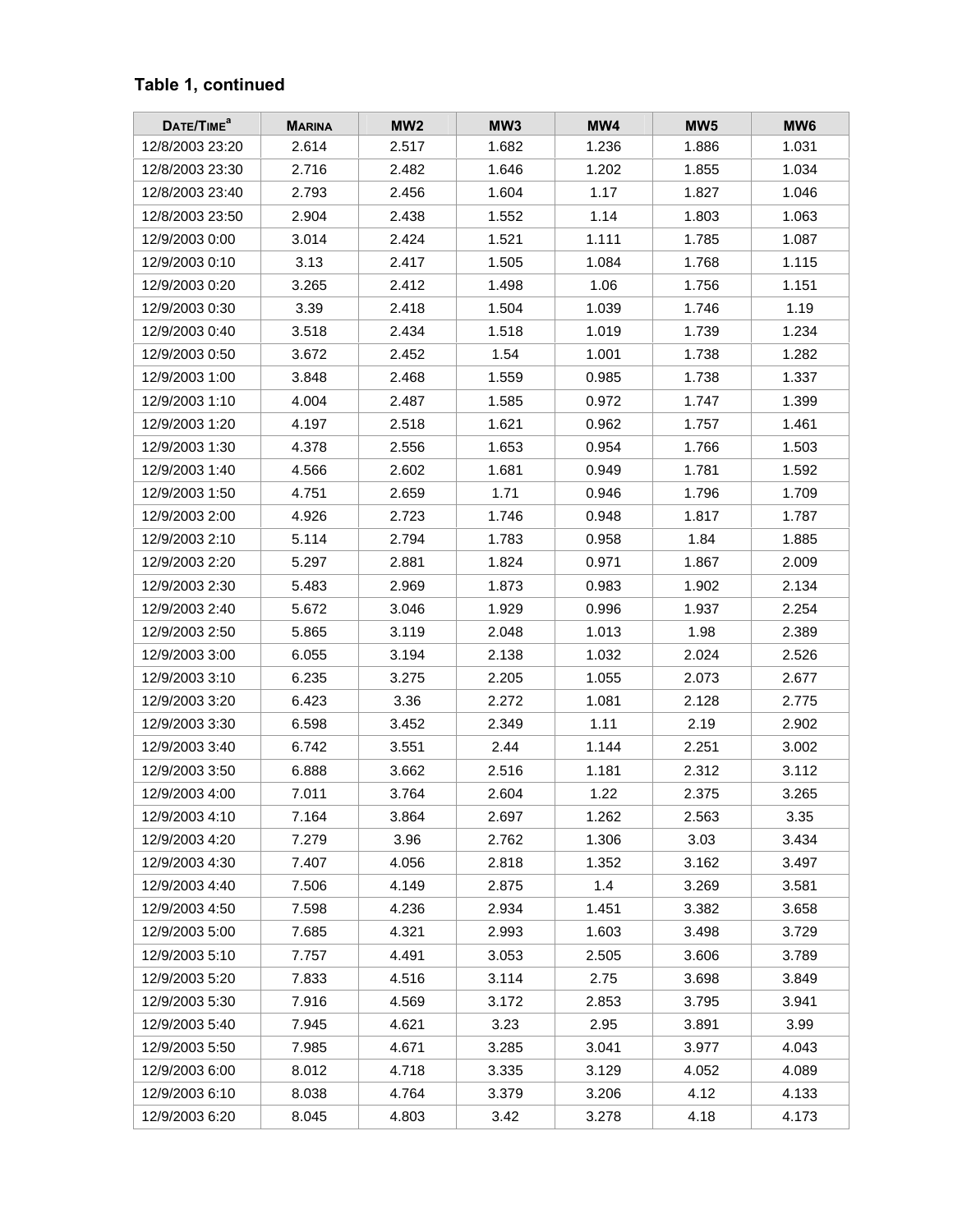**Table 1, continued**

| DATE/TIME[a] | MARINA | MW2 | MW3 | MW4 | MW5 | MW6 |
|---|---|---|---|---|---|---|
| 12/8/2003 23:20 | 2.614 | 2.517 | 1.682 | 1.236 | 1.886 | 1.031 |
| 12/8/2003 23:30 | 2.716 | 2.482 | 1.646 | 1.202 | 1.855 | 1.034 |
| 12/8/2003 23:40 | 2.793 | 2.456 | 1.604 | 1.17 | 1.827 | 1.046 |
| 12/8/2003 23:50 | 2.904 | 2.438 | 1.552 | 1.14 | 1.803 | 1.063 |
| 12/9/2003 0:00 | 3.014 | 2.424 | 1.521 | 1.111 | 1.785 | 1.087 |
| 12/9/2003 0:10 | 3.13 | 2.417 | 1.505 | 1.084 | 1.768 | 1.115 |
| 12/9/2003 0:20 | 3.265 | 2.412 | 1.498 | 1.06 | 1.756 | 1.151 |
| 12/9/2003 0:30 | 3.39 | 2.418 | 1.504 | 1.039 | 1.746 | 1.19 |
| 12/9/2003 0:40 | 3.518 | 2.434 | 1.518 | 1.019 | 1.739 | 1.234 |
| 12/9/2003 0:50 | 3.672 | 2.452 | 1.54 | 1.001 | 1.738 | 1.282 |
| 12/9/2003 1:00 | 3.848 | 2.468 | 1.559 | 0.985 | 1.738 | 1.337 |
| 12/9/2003 1:10 | 4.004 | 2.487 | 1.585 | 0.972 | 1.747 | 1.399 |
| 12/9/2003 1:20 | 4.197 | 2.518 | 1.621 | 0.962 | 1.757 | 1.461 |
| 12/9/2003 1:30 | 4.378 | 2.556 | 1.653 | 0.954 | 1.766 | 1.503 |
| 12/9/2003 1:40 | 4.566 | 2.602 | 1.681 | 0.949 | 1.781 | 1.592 |
| 12/9/2003 1:50 | 4.751 | 2.659 | 1.71 | 0.946 | 1.796 | 1.709 |
| 12/9/2003 2:00 | 4.926 | 2.723 | 1.746 | 0.948 | 1.817 | 1.787 |
| 12/9/2003 2:10 | 5.114 | 2.794 | 1.783 | 0.958 | 1.84 | 1.885 |
| 12/9/2003 2:20 | 5.297 | 2.881 | 1.824 | 0.971 | 1.867 | 2.009 |
| 12/9/2003 2:30 | 5.483 | 2.969 | 1.873 | 0.983 | 1.902 | 2.134 |
| 12/9/2003 2:40 | 5.672 | 3.046 | 1.929 | 0.996 | 1.937 | 2.254 |
| 12/9/2003 2:50 | 5.865 | 3.119 | 2.048 | 1.013 | 1.98 | 2.389 |
| 12/9/2003 3:00 | 6.055 | 3.194 | 2.138 | 1.032 | 2.024 | 2.526 |
| 12/9/2003 3:10 | 6.235 | 3.275 | 2.205 | 1.055 | 2.073 | 2.677 |
| 12/9/2003 3:20 | 6.423 | 3.36 | 2.272 | 1.081 | 2.128 | 2.775 |
| 12/9/2003 3:30 | 6.598 | 3.452 | 2.349 | 1.11 | 2.19 | 2.902 |
| 12/9/2003 3:40 | 6.742 | 3.551 | 2.44 | 1.144 | 2.251 | 3.002 |
| 12/9/2003 3:50 | 6.888 | 3.662 | 2.516 | 1.181 | 2.312 | 3.112 |
| 12/9/2003 4:00 | 7.011 | 3.764 | 2.604 | 1.22 | 2.375 | 3.265 |
| 12/9/2003 4:10 | 7.164 | 3.864 | 2.697 | 1.262 | 2.563 | 3.35 |
| 12/9/2003 4:20 | 7.279 | 3.96 | 2.762 | 1.306 | 3.03 | 3.434 |
| 12/9/2003 4:30 | 7.407 | 4.056 | 2.818 | 1.352 | 3.162 | 3.497 |
| 12/9/2003 4:40 | 7.506 | 4.149 | 2.875 | 1.4 | 3.269 | 3.581 |
| 12/9/2003 4:50 | 7.598 | 4.236 | 2.934 | 1.451 | 3.382 | 3.658 |
| 12/9/2003 5:00 | 7.685 | 4.321 | 2.993 | 1.603 | 3.498 | 3.729 |
| 12/9/2003 5:10 | 7.757 | 4.491 | 3.053 | 2.505 | 3.606 | 3.789 |
| 12/9/2003 5:20 | 7.833 | 4.516 | 3.114 | 2.75 | 3.698 | 3.849 |
| 12/9/2003 5:30 | 7.916 | 4.569 | 3.172 | 2.853 | 3.795 | 3.941 |
| 12/9/2003 5:40 | 7.945 | 4.621 | 3.23 | 2.95 | 3.891 | 3.99 |
| 12/9/2003 5:50 | 7.985 | 4.671 | 3.285 | 3.041 | 3.977 | 4.043 |
| 12/9/2003 6:00 | 8.012 | 4.718 | 3.335 | 3.129 | 4.052 | 4.089 |
| 12/9/2003 6:10 | 8.038 | 4.764 | 3.379 | 3.206 | 4.12 | 4.133 |
| 12/9/2003 6:20 | 8.045 | 4.803 | 3.42 | 3.278 | 4.18 | 4.173 |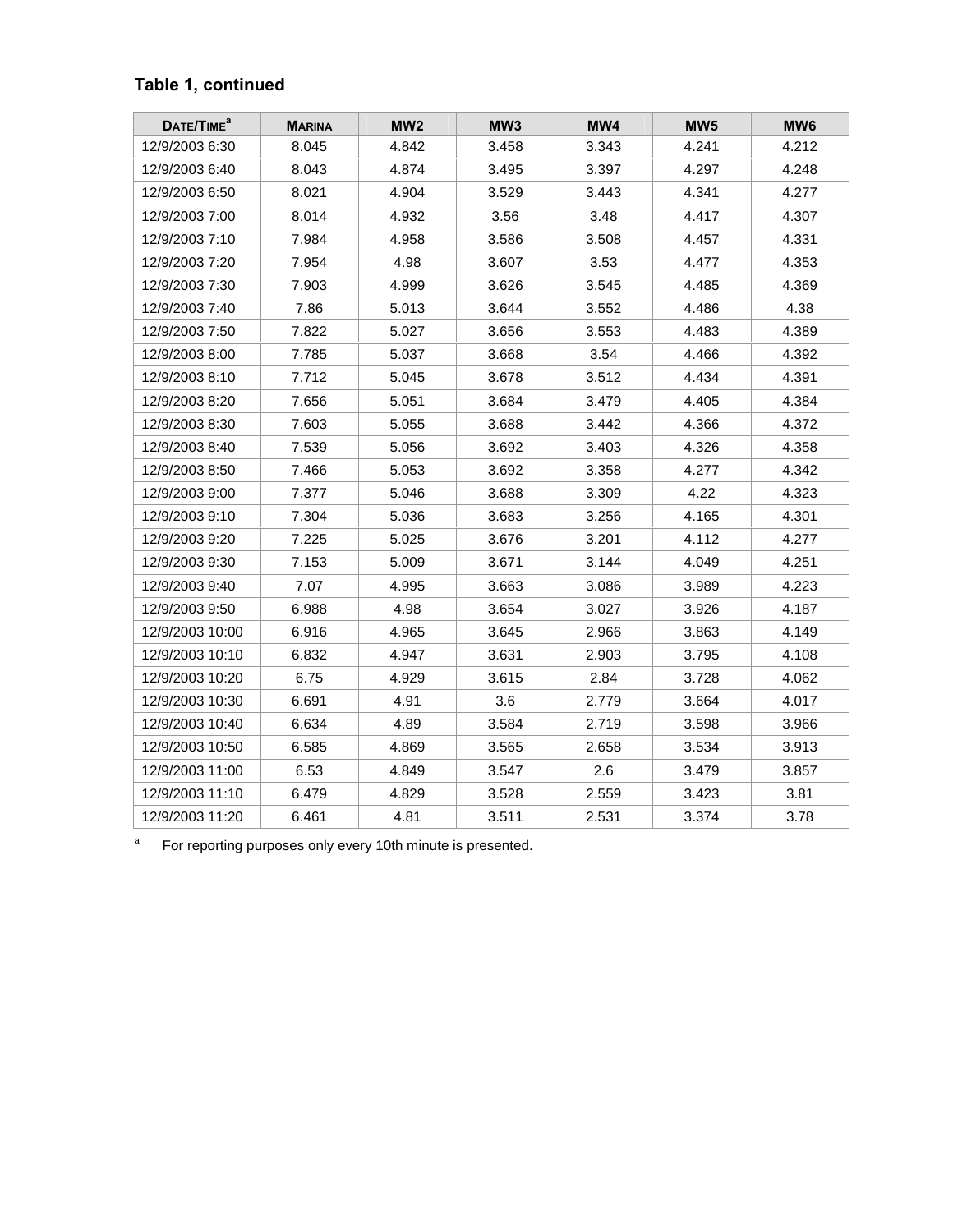**Table 1, continued**

| DATE/TIME[a] | MARINA | MW2 | MW3 | MW4 | MW5 | MW6 |
|---|---|---|---|---|---|---|
| 12/9/2003 6:30 | 8.045 | 4.842 | 3.458 | 3.343 | 4.241 | 4.212 |
| 12/9/2003 6:40 | 8.043 | 4.874 | 3.495 | 3.397 | 4.297 | 4.248 |
| 12/9/2003 6:50 | 8.021 | 4.904 | 3.529 | 3.443 | 4.341 | 4.277 |
| 12/9/2003 7:00 | 8.014 | 4.932 | 3.56 | 3.48 | 4.417 | 4.307 |
| 12/9/2003 7:10 | 7.984 | 4.958 | 3.586 | 3.508 | 4.457 | 4.331 |
| 12/9/2003 7:20 | 7.954 | 4.98 | 3.607 | 3.53 | 4.477 | 4.353 |
| 12/9/2003 7:30 | 7.903 | 4.999 | 3.626 | 3.545 | 4.485 | 4.369 |
| 12/9/2003 7:40 | 7.86 | 5.013 | 3.644 | 3.552 | 4.486 | 4.38 |
| 12/9/2003 7:50 | 7.822 | 5.027 | 3.656 | 3.553 | 4.483 | 4.389 |
| 12/9/2003 8:00 | 7.785 | 5.037 | 3.668 | 3.54 | 4.466 | 4.392 |
| 12/9/2003 8:10 | 7.712 | 5.045 | 3.678 | 3.512 | 4.434 | 4.391 |
| 12/9/2003 8:20 | 7.656 | 5.051 | 3.684 | 3.479 | 4.405 | 4.384 |
| 12/9/2003 8:30 | 7.603 | 5.055 | 3.688 | 3.442 | 4.366 | 4.372 |
| 12/9/2003 8:40 | 7.539 | 5.056 | 3.692 | 3.403 | 4.326 | 4.358 |
| 12/9/2003 8:50 | 7.466 | 5.053 | 3.692 | 3.358 | 4.277 | 4.342 |
| 12/9/2003 9:00 | 7.377 | 5.046 | 3.688 | 3.309 | 4.22 | 4.323 |
| 12/9/2003 9:10 | 7.304 | 5.036 | 3.683 | 3.256 | 4.165 | 4.301 |
| 12/9/2003 9:20 | 7.225 | 5.025 | 3.676 | 3.201 | 4.112 | 4.277 |
| 12/9/2003 9:30 | 7.153 | 5.009 | 3.671 | 3.144 | 4.049 | 4.251 |
| 12/9/2003 9:40 | 7.07 | 4.995 | 3.663 | 3.086 | 3.989 | 4.223 |
| 12/9/2003 9:50 | 6.988 | 4.98 | 3.654 | 3.027 | 3.926 | 4.187 |
| 12/9/2003 10:00 | 6.916 | 4.965 | 3.645 | 2.966 | 3.863 | 4.149 |
| 12/9/2003 10:10 | 6.832 | 4.947 | 3.631 | 2.903 | 3.795 | 4.108 |
| 12/9/2003 10:20 | 6.75 | 4.929 | 3.615 | 2.84 | 3.728 | 4.062 |
| 12/9/2003 10:30 | 6.691 | 4.91 | 3.6 | 2.779 | 3.664 | 4.017 |
| 12/9/2003 10:40 | 6.634 | 4.89 | 3.584 | 2.719 | 3.598 | 3.966 |
| 12/9/2003 10:50 | 6.585 | 4.869 | 3.565 | 2.658 | 3.534 | 3.913 |
| 12/9/2003 11:00 | 6.53 | 4.849 | 3.547 | 2.6 | 3.479 | 3.857 |
| 12/9/2003 11:10 | 6.479 | 4.829 | 3.528 | 2.559 | 3.423 | 3.81 |
| 12/9/2003 11:20 | 6.461 | 4.81 | 3.511 | 2.531 | 3.374 | 3.78 |

[a] For reporting purposes only every 10th minute is presented.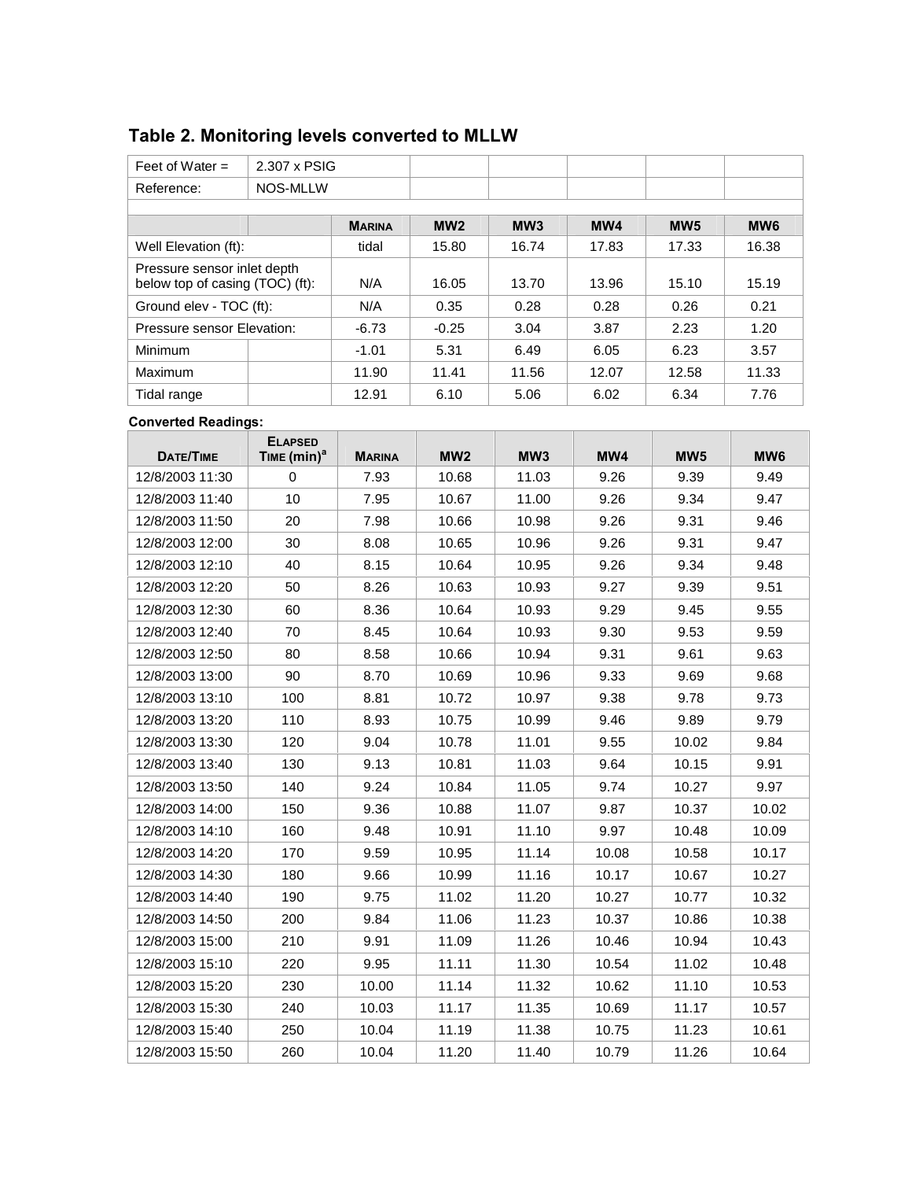## Table 2. Monitoring levels converted to MLLW

| Feet of Water = | 2.307 x PSIG | | | | | | |
|---|---|---|---|---|---|---|---|
| Reference: | NOS-MLLW | | | | | | |
| | | | | | | | |
| | | MARINA | MW2 | MW3 | MW4 | MW5 | MW6 |
| Well Elevation (ft): | | tidal | 15.80 | 16.74 | 17.83 | 17.33 | 16.38 |
| Pressure sensor inlet depth below top of casing (TOC) (ft): | | N/A | 16.05 | 13.70 | 13.96 | 15.10 | 15.19 |
| Ground elev - TOC (ft): | | N/A | 0.35 | 0.28 | 0.28 | 0.26 | 0.21 |
| Pressure sensor Elevation: | | -6.73 | -0.25 | 3.04 | 3.87 | 2.23 | 1.20 |
| Minimum | | -1.01 | 5.31 | 6.49 | 6.05 | 6.23 | 3.57 |
| Maximum | | 11.90 | 11.41 | 11.56 | 12.07 | 12.58 | 11.33 |
| Tidal range | | 12.91 | 6.10 | 5.06 | 6.02 | 6.34 | 7.76 |

**Converted Readings:**

| DATE/TIME | ELAPSED TIME (min)[a] | MARINA | MW2 | MW3 | MW4 | MW5 | MW6 |
|---|---|---|---|---|---|---|---|
| 12/8/2003 11:30 | 0 | 7.93 | 10.68 | 11.03 | 9.26 | 9.39 | 9.49 |
| 12/8/2003 11:40 | 10 | 7.95 | 10.67 | 11.00 | 9.26 | 9.34 | 9.47 |
| 12/8/2003 11:50 | 20 | 7.98 | 10.66 | 10.98 | 9.26 | 9.31 | 9.46 |
| 12/8/2003 12:00 | 30 | 8.08 | 10.65 | 10.96 | 9.26 | 9.31 | 9.47 |
| 12/8/2003 12:10 | 40 | 8.15 | 10.64 | 10.95 | 9.26 | 9.34 | 9.48 |
| 12/8/2003 12:20 | 50 | 8.26 | 10.63 | 10.93 | 9.27 | 9.39 | 9.51 |
| 12/8/2003 12:30 | 60 | 8.36 | 10.64 | 10.93 | 9.29 | 9.45 | 9.55 |
| 12/8/2003 12:40 | 70 | 8.45 | 10.64 | 10.93 | 9.30 | 9.53 | 9.59 |
| 12/8/2003 12:50 | 80 | 8.58 | 10.66 | 10.94 | 9.31 | 9.61 | 9.63 |
| 12/8/2003 13:00 | 90 | 8.70 | 10.69 | 10.96 | 9.33 | 9.69 | 9.68 |
| 12/8/2003 13:10 | 100 | 8.81 | 10.72 | 10.97 | 9.38 | 9.78 | 9.73 |
| 12/8/2003 13:20 | 110 | 8.93 | 10.75 | 10.99 | 9.46 | 9.89 | 9.79 |
| 12/8/2003 13:30 | 120 | 9.04 | 10.78 | 11.01 | 9.55 | 10.02 | 9.84 |
| 12/8/2003 13:40 | 130 | 9.13 | 10.81 | 11.03 | 9.64 | 10.15 | 9.91 |
| 12/8/2003 13:50 | 140 | 9.24 | 10.84 | 11.05 | 9.74 | 10.27 | 9.97 |
| 12/8/2003 14:00 | 150 | 9.36 | 10.88 | 11.07 | 9.87 | 10.37 | 10.02 |
| 12/8/2003 14:10 | 160 | 9.48 | 10.91 | 11.10 | 9.97 | 10.48 | 10.09 |
| 12/8/2003 14:20 | 170 | 9.59 | 10.95 | 11.14 | 10.08 | 10.58 | 10.17 |
| 12/8/2003 14:30 | 180 | 9.66 | 10.99 | 11.16 | 10.17 | 10.67 | 10.27 |
| 12/8/2003 14:40 | 190 | 9.75 | 11.02 | 11.20 | 10.27 | 10.77 | 10.32 |
| 12/8/2003 14:50 | 200 | 9.84 | 11.06 | 11.23 | 10.37 | 10.86 | 10.38 |
| 12/8/2003 15:00 | 210 | 9.91 | 11.09 | 11.26 | 10.46 | 10.94 | 10.43 |
| 12/8/2003 15:10 | 220 | 9.95 | 11.11 | 11.30 | 10.54 | 11.02 | 10.48 |
| 12/8/2003 15:20 | 230 | 10.00 | 11.14 | 11.32 | 10.62 | 11.10 | 10.53 |
| 12/8/2003 15:30 | 240 | 10.03 | 11.17 | 11.35 | 10.69 | 11.17 | 10.57 |
| 12/8/2003 15:40 | 250 | 10.04 | 11.19 | 11.38 | 10.75 | 11.23 | 10.61 |
| 12/8/2003 15:50 | 260 | 10.04 | 11.20 | 11.40 | 10.79 | 11.26 | 10.64 |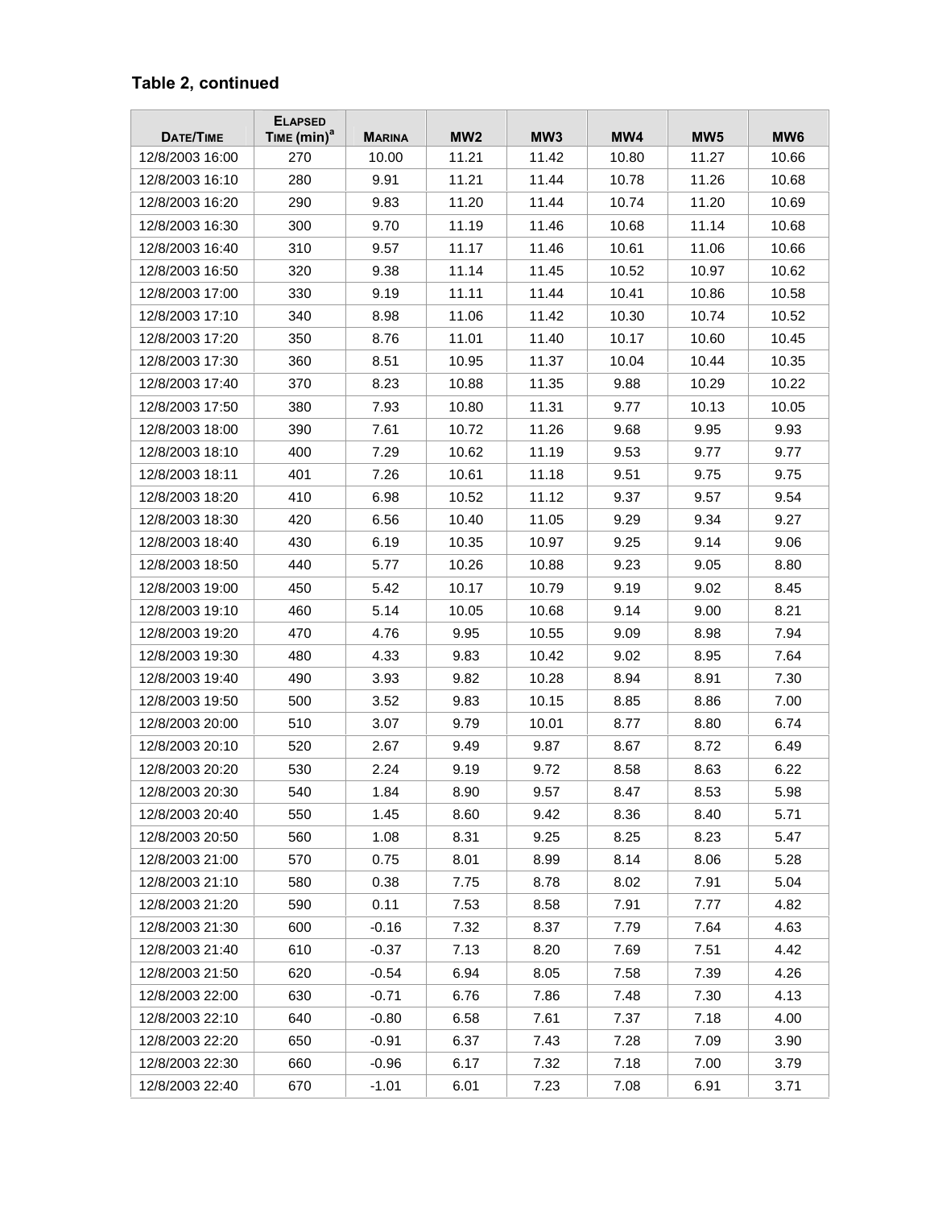**Table 2, continued**

| Date/Time | Elapsed Time (min)[a] | Marina | MW2 | MW3 | MW4 | MW5 | MW6 |
|---|---|---|---|---|---|---|---|
| 12/8/2003 16:00 | 270 | 10.00 | 11.21 | 11.42 | 10.80 | 11.27 | 10.66 |
| 12/8/2003 16:10 | 280 | 9.91 | 11.21 | 11.44 | 10.78 | 11.26 | 10.68 |
| 12/8/2003 16:20 | 290 | 9.83 | 11.20 | 11.44 | 10.74 | 11.20 | 10.69 |
| 12/8/2003 16:30 | 300 | 9.70 | 11.19 | 11.46 | 10.68 | 11.14 | 10.68 |
| 12/8/2003 16:40 | 310 | 9.57 | 11.17 | 11.46 | 10.61 | 11.06 | 10.66 |
| 12/8/2003 16:50 | 320 | 9.38 | 11.14 | 11.45 | 10.52 | 10.97 | 10.62 |
| 12/8/2003 17:00 | 330 | 9.19 | 11.11 | 11.44 | 10.41 | 10.86 | 10.58 |
| 12/8/2003 17:10 | 340 | 8.98 | 11.06 | 11.42 | 10.30 | 10.74 | 10.52 |
| 12/8/2003 17:20 | 350 | 8.76 | 11.01 | 11.40 | 10.17 | 10.60 | 10.45 |
| 12/8/2003 17:30 | 360 | 8.51 | 10.95 | 11.37 | 10.04 | 10.44 | 10.35 |
| 12/8/2003 17:40 | 370 | 8.23 | 10.88 | 11.35 | 9.88 | 10.29 | 10.22 |
| 12/8/2003 17:50 | 380 | 7.93 | 10.80 | 11.31 | 9.77 | 10.13 | 10.05 |
| 12/8/2003 18:00 | 390 | 7.61 | 10.72 | 11.26 | 9.68 | 9.95 | 9.93 |
| 12/8/2003 18:10 | 400 | 7.29 | 10.62 | 11.19 | 9.53 | 9.77 | 9.77 |
| 12/8/2003 18:11 | 401 | 7.26 | 10.61 | 11.18 | 9.51 | 9.75 | 9.75 |
| 12/8/2003 18:20 | 410 | 6.98 | 10.52 | 11.12 | 9.37 | 9.57 | 9.54 |
| 12/8/2003 18:30 | 420 | 6.56 | 10.40 | 11.05 | 9.29 | 9.34 | 9.27 |
| 12/8/2003 18:40 | 430 | 6.19 | 10.35 | 10.97 | 9.25 | 9.14 | 9.06 |
| 12/8/2003 18:50 | 440 | 5.77 | 10.26 | 10.88 | 9.23 | 9.05 | 8.80 |
| 12/8/2003 19:00 | 450 | 5.42 | 10.17 | 10.79 | 9.19 | 9.02 | 8.45 |
| 12/8/2003 19:10 | 460 | 5.14 | 10.05 | 10.68 | 9.14 | 9.00 | 8.21 |
| 12/8/2003 19:20 | 470 | 4.76 | 9.95 | 10.55 | 9.09 | 8.98 | 7.94 |
| 12/8/2003 19:30 | 480 | 4.33 | 9.83 | 10.42 | 9.02 | 8.95 | 7.64 |
| 12/8/2003 19:40 | 490 | 3.93 | 9.82 | 10.28 | 8.94 | 8.91 | 7.30 |
| 12/8/2003 19:50 | 500 | 3.52 | 9.83 | 10.15 | 8.85 | 8.86 | 7.00 |
| 12/8/2003 20:00 | 510 | 3.07 | 9.79 | 10.01 | 8.77 | 8.80 | 6.74 |
| 12/8/2003 20:10 | 520 | 2.67 | 9.49 | 9.87 | 8.67 | 8.72 | 6.49 |
| 12/8/2003 20:20 | 530 | 2.24 | 9.19 | 9.72 | 8.58 | 8.63 | 6.22 |
| 12/8/2003 20:30 | 540 | 1.84 | 8.90 | 9.57 | 8.47 | 8.53 | 5.98 |
| 12/8/2003 20:40 | 550 | 1.45 | 8.60 | 9.42 | 8.36 | 8.40 | 5.71 |
| 12/8/2003 20:50 | 560 | 1.08 | 8.31 | 9.25 | 8.25 | 8.23 | 5.47 |
| 12/8/2003 21:00 | 570 | 0.75 | 8.01 | 8.99 | 8.14 | 8.06 | 5.28 |
| 12/8/2003 21:10 | 580 | 0.38 | 7.75 | 8.78 | 8.02 | 7.91 | 5.04 |
| 12/8/2003 21:20 | 590 | 0.11 | 7.53 | 8.58 | 7.91 | 7.77 | 4.82 |
| 12/8/2003 21:30 | 600 | -0.16 | 7.32 | 8.37 | 7.79 | 7.64 | 4.63 |
| 12/8/2003 21:40 | 610 | -0.37 | 7.13 | 8.20 | 7.69 | 7.51 | 4.42 |
| 12/8/2003 21:50 | 620 | -0.54 | 6.94 | 8.05 | 7.58 | 7.39 | 4.26 |
| 12/8/2003 22:00 | 630 | -0.71 | 6.76 | 7.86 | 7.48 | 7.30 | 4.13 |
| 12/8/2003 22:10 | 640 | -0.80 | 6.58 | 7.61 | 7.37 | 7.18 | 4.00 |
| 12/8/2003 22:20 | 650 | -0.91 | 6.37 | 7.43 | 7.28 | 7.09 | 3.90 |
| 12/8/2003 22:30 | 660 | -0.96 | 6.17 | 7.32 | 7.18 | 7.00 | 3.79 |
| 12/8/2003 22:40 | 670 | -1.01 | 6.01 | 7.23 | 7.08 | 6.91 | 3.71 |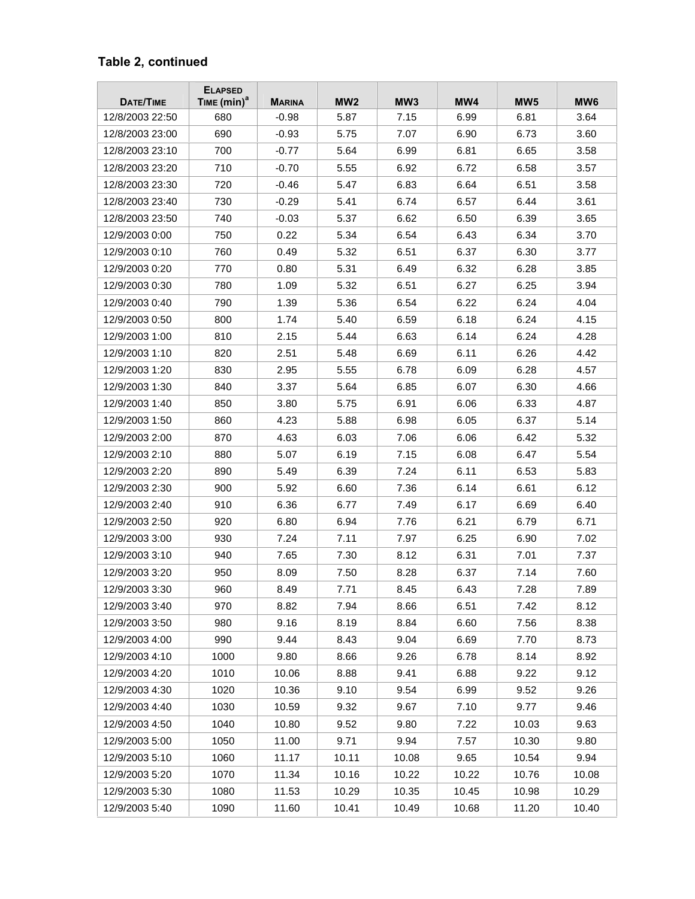**Table 2, continued**

| DATE/TIME | ELAPSED TIME (min)[a] | MARINA | MW2 | MW3 | MW4 | MW5 | MW6 |
|---|---|---|---|---|---|---|---|
| 12/8/2003 22:50 | 680 | -0.98 | 5.87 | 7.15 | 6.99 | 6.81 | 3.64 |
| 12/8/2003 23:00 | 690 | -0.93 | 5.75 | 7.07 | 6.90 | 6.73 | 3.60 |
| 12/8/2003 23:10 | 700 | -0.77 | 5.64 | 6.99 | 6.81 | 6.65 | 3.58 |
| 12/8/2003 23:20 | 710 | -0.70 | 5.55 | 6.92 | 6.72 | 6.58 | 3.57 |
| 12/8/2003 23:30 | 720 | -0.46 | 5.47 | 6.83 | 6.64 | 6.51 | 3.58 |
| 12/8/2003 23:40 | 730 | -0.29 | 5.41 | 6.74 | 6.57 | 6.44 | 3.61 |
| 12/8/2003 23:50 | 740 | -0.03 | 5.37 | 6.62 | 6.50 | 6.39 | 3.65 |
| 12/9/2003 0:00 | 750 | 0.22 | 5.34 | 6.54 | 6.43 | 6.34 | 3.70 |
| 12/9/2003 0:10 | 760 | 0.49 | 5.32 | 6.51 | 6.37 | 6.30 | 3.77 |
| 12/9/2003 0:20 | 770 | 0.80 | 5.31 | 6.49 | 6.32 | 6.28 | 3.85 |
| 12/9/2003 0:30 | 780 | 1.09 | 5.32 | 6.51 | 6.27 | 6.25 | 3.94 |
| 12/9/2003 0:40 | 790 | 1.39 | 5.36 | 6.54 | 6.22 | 6.24 | 4.04 |
| 12/9/2003 0:50 | 800 | 1.74 | 5.40 | 6.59 | 6.18 | 6.24 | 4.15 |
| 12/9/2003 1:00 | 810 | 2.15 | 5.44 | 6.63 | 6.14 | 6.24 | 4.28 |
| 12/9/2003 1:10 | 820 | 2.51 | 5.48 | 6.69 | 6.11 | 6.26 | 4.42 |
| 12/9/2003 1:20 | 830 | 2.95 | 5.55 | 6.78 | 6.09 | 6.28 | 4.57 |
| 12/9/2003 1:30 | 840 | 3.37 | 5.64 | 6.85 | 6.07 | 6.30 | 4.66 |
| 12/9/2003 1:40 | 850 | 3.80 | 5.75 | 6.91 | 6.06 | 6.33 | 4.87 |
| 12/9/2003 1:50 | 860 | 4.23 | 5.88 | 6.98 | 6.05 | 6.37 | 5.14 |
| 12/9/2003 2:00 | 870 | 4.63 | 6.03 | 7.06 | 6.06 | 6.42 | 5.32 |
| 12/9/2003 2:10 | 880 | 5.07 | 6.19 | 7.15 | 6.08 | 6.47 | 5.54 |
| 12/9/2003 2:20 | 890 | 5.49 | 6.39 | 7.24 | 6.11 | 6.53 | 5.83 |
| 12/9/2003 2:30 | 900 | 5.92 | 6.60 | 7.36 | 6.14 | 6.61 | 6.12 |
| 12/9/2003 2:40 | 910 | 6.36 | 6.77 | 7.49 | 6.17 | 6.69 | 6.40 |
| 12/9/2003 2:50 | 920 | 6.80 | 6.94 | 7.76 | 6.21 | 6.79 | 6.71 |
| 12/9/2003 3:00 | 930 | 7.24 | 7.11 | 7.97 | 6.25 | 6.90 | 7.02 |
| 12/9/2003 3:10 | 940 | 7.65 | 7.30 | 8.12 | 6.31 | 7.01 | 7.37 |
| 12/9/2003 3:20 | 950 | 8.09 | 7.50 | 8.28 | 6.37 | 7.14 | 7.60 |
| 12/9/2003 3:30 | 960 | 8.49 | 7.71 | 8.45 | 6.43 | 7.28 | 7.89 |
| 12/9/2003 3:40 | 970 | 8.82 | 7.94 | 8.66 | 6.51 | 7.42 | 8.12 |
| 12/9/2003 3:50 | 980 | 9.16 | 8.19 | 8.84 | 6.60 | 7.56 | 8.38 |
| 12/9/2003 4:00 | 990 | 9.44 | 8.43 | 9.04 | 6.69 | 7.70 | 8.73 |
| 12/9/2003 4:10 | 1000 | 9.80 | 8.66 | 9.26 | 6.78 | 8.14 | 8.92 |
| 12/9/2003 4:20 | 1010 | 10.06 | 8.88 | 9.41 | 6.88 | 9.22 | 9.12 |
| 12/9/2003 4:30 | 1020 | 10.36 | 9.10 | 9.54 | 6.99 | 9.52 | 9.26 |
| 12/9/2003 4:40 | 1030 | 10.59 | 9.32 | 9.67 | 7.10 | 9.77 | 9.46 |
| 12/9/2003 4:50 | 1040 | 10.80 | 9.52 | 9.80 | 7.22 | 10.03 | 9.63 |
| 12/9/2003 5:00 | 1050 | 11.00 | 9.71 | 9.94 | 7.57 | 10.30 | 9.80 |
| 12/9/2003 5:10 | 1060 | 11.17 | 10.11 | 10.08 | 9.65 | 10.54 | 9.94 |
| 12/9/2003 5:20 | 1070 | 11.34 | 10.16 | 10.22 | 10.22 | 10.76 | 10.08 |
| 12/9/2003 5:30 | 1080 | 11.53 | 10.29 | 10.35 | 10.45 | 10.98 | 10.29 |
| 12/9/2003 5:40 | 1090 | 11.60 | 10.41 | 10.49 | 10.68 | 11.20 | 10.40 |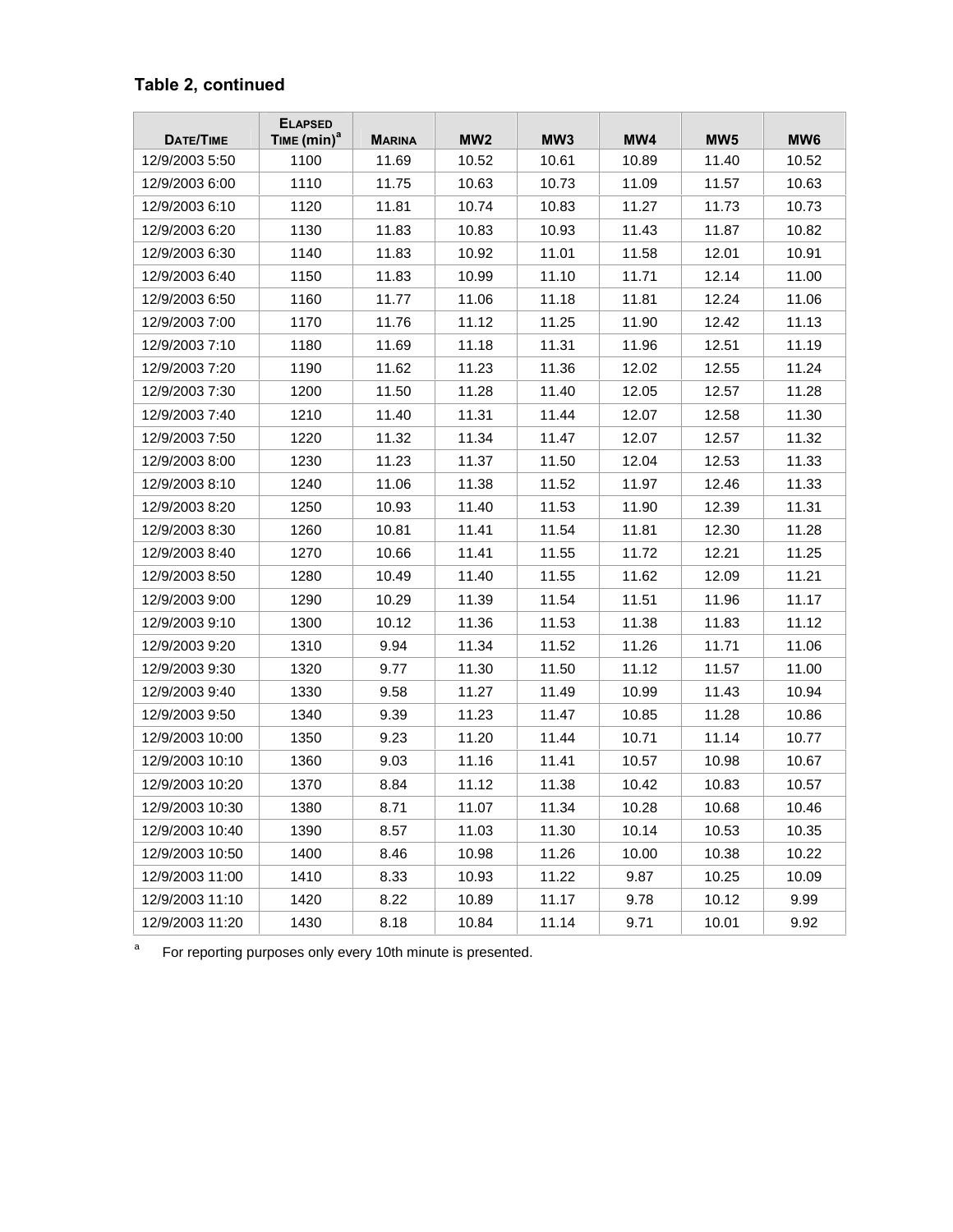**Table 2, continued**

| Date/Time | Elapsed Time (min)[a] | Marina | MW2 | MW3 | MW4 | MW5 | MW6 |
|---|---|---|---|---|---|---|---|
| 12/9/2003 5:50 | 1100 | 11.69 | 10.52 | 10.61 | 10.89 | 11.40 | 10.52 |
| 12/9/2003 6:00 | 1110 | 11.75 | 10.63 | 10.73 | 11.09 | 11.57 | 10.63 |
| 12/9/2003 6:10 | 1120 | 11.81 | 10.74 | 10.83 | 11.27 | 11.73 | 10.73 |
| 12/9/2003 6:20 | 1130 | 11.83 | 10.83 | 10.93 | 11.43 | 11.87 | 10.82 |
| 12/9/2003 6:30 | 1140 | 11.83 | 10.92 | 11.01 | 11.58 | 12.01 | 10.91 |
| 12/9/2003 6:40 | 1150 | 11.83 | 10.99 | 11.10 | 11.71 | 12.14 | 11.00 |
| 12/9/2003 6:50 | 1160 | 11.77 | 11.06 | 11.18 | 11.81 | 12.24 | 11.06 |
| 12/9/2003 7:00 | 1170 | 11.76 | 11.12 | 11.25 | 11.90 | 12.42 | 11.13 |
| 12/9/2003 7:10 | 1180 | 11.69 | 11.18 | 11.31 | 11.96 | 12.51 | 11.19 |
| 12/9/2003 7:20 | 1190 | 11.62 | 11.23 | 11.36 | 12.02 | 12.55 | 11.24 |
| 12/9/2003 7:30 | 1200 | 11.50 | 11.28 | 11.40 | 12.05 | 12.57 | 11.28 |
| 12/9/2003 7:40 | 1210 | 11.40 | 11.31 | 11.44 | 12.07 | 12.58 | 11.30 |
| 12/9/2003 7:50 | 1220 | 11.32 | 11.34 | 11.47 | 12.07 | 12.57 | 11.32 |
| 12/9/2003 8:00 | 1230 | 11.23 | 11.37 | 11.50 | 12.04 | 12.53 | 11.33 |
| 12/9/2003 8:10 | 1240 | 11.06 | 11.38 | 11.52 | 11.97 | 12.46 | 11.33 |
| 12/9/2003 8:20 | 1250 | 10.93 | 11.40 | 11.53 | 11.90 | 12.39 | 11.31 |
| 12/9/2003 8:30 | 1260 | 10.81 | 11.41 | 11.54 | 11.81 | 12.30 | 11.28 |
| 12/9/2003 8:40 | 1270 | 10.66 | 11.41 | 11.55 | 11.72 | 12.21 | 11.25 |
| 12/9/2003 8:50 | 1280 | 10.49 | 11.40 | 11.55 | 11.62 | 12.09 | 11.21 |
| 12/9/2003 9:00 | 1290 | 10.29 | 11.39 | 11.54 | 11.51 | 11.96 | 11.17 |
| 12/9/2003 9:10 | 1300 | 10.12 | 11.36 | 11.53 | 11.38 | 11.83 | 11.12 |
| 12/9/2003 9:20 | 1310 | 9.94 | 11.34 | 11.52 | 11.26 | 11.71 | 11.06 |
| 12/9/2003 9:30 | 1320 | 9.77 | 11.30 | 11.50 | 11.12 | 11.57 | 11.00 |
| 12/9/2003 9:40 | 1330 | 9.58 | 11.27 | 11.49 | 10.99 | 11.43 | 10.94 |
| 12/9/2003 9:50 | 1340 | 9.39 | 11.23 | 11.47 | 10.85 | 11.28 | 10.86 |
| 12/9/2003 10:00 | 1350 | 9.23 | 11.20 | 11.44 | 10.71 | 11.14 | 10.77 |
| 12/9/2003 10:10 | 1360 | 9.03 | 11.16 | 11.41 | 10.57 | 10.98 | 10.67 |
| 12/9/2003 10:20 | 1370 | 8.84 | 11.12 | 11.38 | 10.42 | 10.83 | 10.57 |
| 12/9/2003 10:30 | 1380 | 8.71 | 11.07 | 11.34 | 10.28 | 10.68 | 10.46 |
| 12/9/2003 10:40 | 1390 | 8.57 | 11.03 | 11.30 | 10.14 | 10.53 | 10.35 |
| 12/9/2003 10:50 | 1400 | 8.46 | 10.98 | 11.26 | 10.00 | 10.38 | 10.22 |
| 12/9/2003 11:00 | 1410 | 8.33 | 10.93 | 11.22 | 9.87 | 10.25 | 10.09 |
| 12/9/2003 11:10 | 1420 | 8.22 | 10.89 | 11.17 | 9.78 | 10.12 | 9.99 |
| 12/9/2003 11:20 | 1430 | 8.18 | 10.84 | 11.14 | 9.71 | 10.01 | 9.92 |

[a] For reporting purposes only every 10th minute is presented.